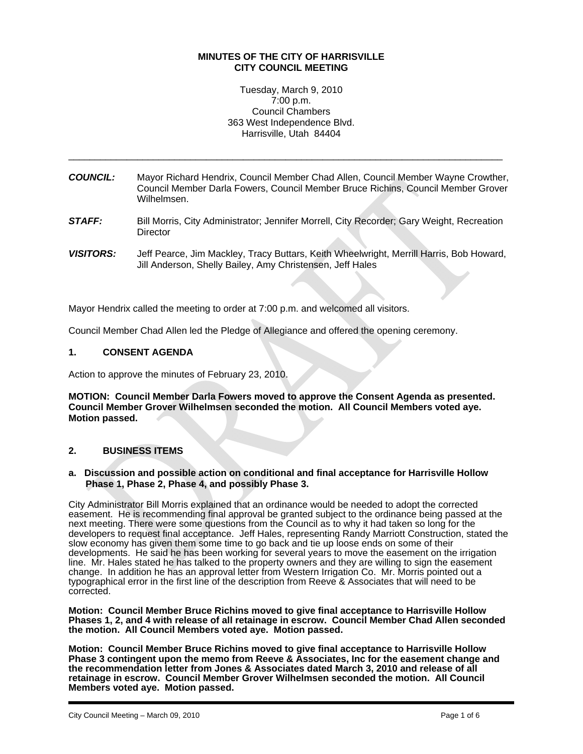**MINUTES OF THE CITY OF HARRISVILLE**
**CITY COUNCIL MEETING**

Tuesday, March 9, 2010
7:00 p.m.
Council Chambers
363 West Independence Blvd.
Harrisville, Utah 84404

---

***COUNCIL:*** Mayor Richard Hendrix, Council Member Chad Allen, Council Member Wayne Crowther, Council Member Darla Fowers, Council Member Bruce Richins, Council Member Grover Wilhelmsen.

***STAFF:*** Bill Morris, City Administrator; Jennifer Morrell, City Recorder; Gary Weight, Recreation Director

***VISITORS:*** Jeff Pearce, Jim Mackley, Tracy Buttars, Keith Wheelwright, Merrill Harris, Bob Howard, Jill Anderson, Shelly Bailey, Amy Christensen, Jeff Hales

Mayor Hendrix called the meeting to order at 7:00 p.m. and welcomed all visitors.

Council Member Chad Allen led the Pledge of Allegiance and offered the opening ceremony.

## 1. CONSENT AGENDA

Action to approve the minutes of February 23, 2010.

**MOTION: Council Member Darla Fowers moved to approve the Consent Agenda as presented. Council Member Grover Wilhelmsen seconded the motion. All Council Members voted aye. Motion passed.**

## 2. BUSINESS ITEMS

### a. Discussion and possible action on conditional and final acceptance for Harrisville Hollow Phase 1, Phase 2, Phase 4, and possibly Phase 3.

City Administrator Bill Morris explained that an ordinance would be needed to adopt the corrected easement. He is recommending final approval be granted subject to the ordinance being passed at the next meeting. There were some questions from the Council as to why it had taken so long for the developers to request final acceptance. Jeff Hales, representing Randy Marriott Construction, stated the slow economy has given them some time to go back and tie up loose ends on some of their developments. He said he has been working for several years to move the easement on the irrigation line. Mr. Hales stated he has talked to the property owners and they are willing to sign the easement change. In addition he has an approval letter from Western Irrigation Co. Mr. Morris pointed out a typographical error in the first line of the description from Reeve & Associates that will need to be corrected.

**Motion: Council Member Bruce Richins moved to give final acceptance to Harrisville Hollow Phases 1, 2, and 4 with release of all retainage in escrow. Council Member Chad Allen seconded the motion. All Council Members voted aye. Motion passed.**

**Motion: Council Member Bruce Richins moved to give final acceptance to Harrisville Hollow Phase 3 contingent upon the memo from Reeve & Associates, Inc for the easement change and the recommendation letter from Jones & Associates dated March 3, 2010 and release of all retainage in escrow. Council Member Grover Wilhelmsen seconded the motion. All Council Members voted aye. Motion passed.**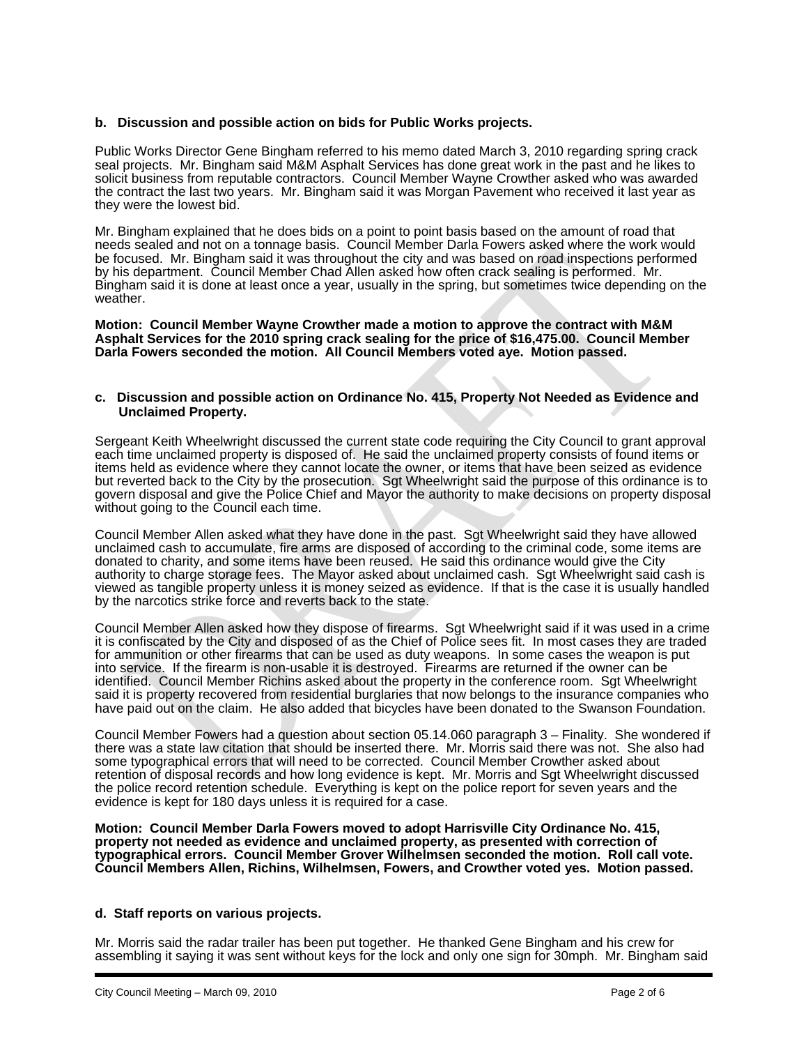**b. Discussion and possible action on bids for Public Works projects.**

Public Works Director Gene Bingham referred to his memo dated March 3, 2010 regarding spring crack seal projects. Mr. Bingham said M&M Asphalt Services has done great work in the past and he likes to solicit business from reputable contractors. Council Member Wayne Crowther asked who was awarded the contract the last two years. Mr. Bingham said it was Morgan Pavement who received it last year as they were the lowest bid.

Mr. Bingham explained that he does bids on a point to point basis based on the amount of road that needs sealed and not on a tonnage basis. Council Member Darla Fowers asked where the work would be focused. Mr. Bingham said it was throughout the city and was based on road inspections performed by his department. Council Member Chad Allen asked how often crack sealing is performed. Mr. Bingham said it is done at least once a year, usually in the spring, but sometimes twice depending on the weather.

**Motion: Council Member Wayne Crowther made a motion to approve the contract with M&M Asphalt Services for the 2010 spring crack sealing for the price of $16,475.00. Council Member Darla Fowers seconded the motion. All Council Members voted aye. Motion passed.**

**c. Discussion and possible action on Ordinance No. 415, Property Not Needed as Evidence and Unclaimed Property.**

Sergeant Keith Wheelwright discussed the current state code requiring the City Council to grant approval each time unclaimed property is disposed of. He said the unclaimed property consists of found items or items held as evidence where they cannot locate the owner, or items that have been seized as evidence but reverted back to the City by the prosecution. Sgt Wheelwright said the purpose of this ordinance is to govern disposal and give the Police Chief and Mayor the authority to make decisions on property disposal without going to the Council each time.

Council Member Allen asked what they have done in the past. Sgt Wheelwright said they have allowed unclaimed cash to accumulate, fire arms are disposed of according to the criminal code, some items are donated to charity, and some items have been reused. He said this ordinance would give the City authority to charge storage fees. The Mayor asked about unclaimed cash. Sgt Wheelwright said cash is viewed as tangible property unless it is money seized as evidence. If that is the case it is usually handled by the narcotics strike force and reverts back to the state.

Council Member Allen asked how they dispose of firearms. Sgt Wheelwright said if it was used in a crime it is confiscated by the City and disposed of as the Chief of Police sees fit. In most cases they are traded for ammunition or other firearms that can be used as duty weapons. In some cases the weapon is put into service. If the firearm is non-usable it is destroyed. Firearms are returned if the owner can be identified. Council Member Richins asked about the property in the conference room. Sgt Wheelwright said it is property recovered from residential burglaries that now belongs to the insurance companies who have paid out on the claim. He also added that bicycles have been donated to the Swanson Foundation.

Council Member Fowers had a question about section 05.14.060 paragraph 3 – Finality. She wondered if there was a state law citation that should be inserted there. Mr. Morris said there was not. She also had some typographical errors that will need to be corrected. Council Member Crowther asked about retention of disposal records and how long evidence is kept. Mr. Morris and Sgt Wheelwright discussed the police record retention schedule. Everything is kept on the police report for seven years and the evidence is kept for 180 days unless it is required for a case.

**Motion: Council Member Darla Fowers moved to adopt Harrisville City Ordinance No. 415, property not needed as evidence and unclaimed property, as presented with correction of typographical errors. Council Member Grover Wilhelmsen seconded the motion. Roll call vote. Council Members Allen, Richins, Wilhelmsen, Fowers, and Crowther voted yes. Motion passed.**

**d. Staff reports on various projects.**

Mr. Morris said the radar trailer has been put together. He thanked Gene Bingham and his crew for assembling it saying it was sent without keys for the lock and only one sign for 30mph. Mr. Bingham said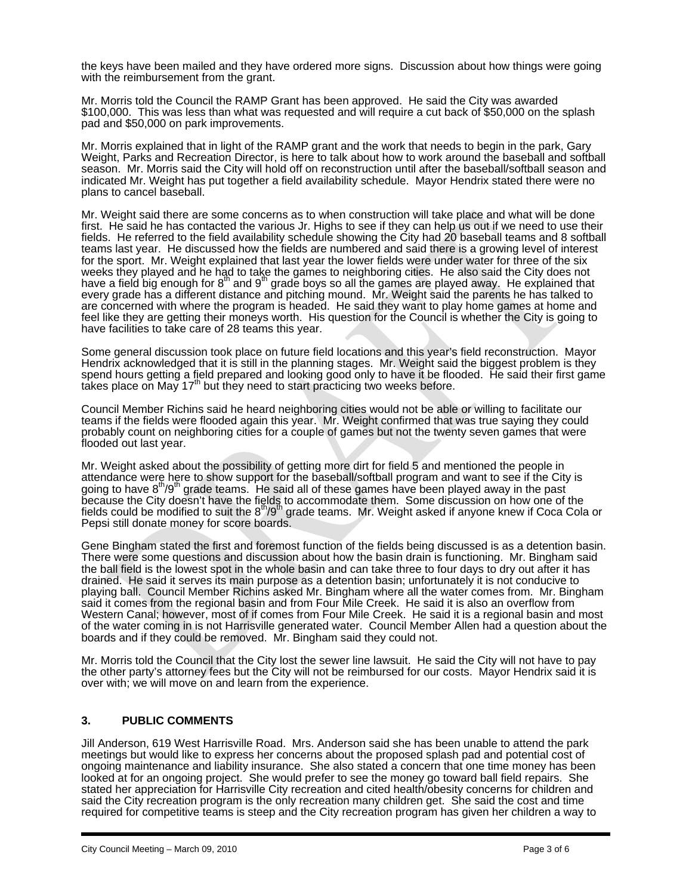the keys have been mailed and they have ordered more signs. Discussion about how things were going with the reimbursement from the grant.

Mr. Morris told the Council the RAMP Grant has been approved. He said the City was awarded \$100,000. This was less than what was requested and will require a cut back of \$50,000 on the splash pad and \$50,000 on park improvements.

Mr. Morris explained that in light of the RAMP grant and the work that needs to begin in the park, Gary Weight, Parks and Recreation Director, is here to talk about how to work around the baseball and softball season. Mr. Morris said the City will hold off on reconstruction until after the baseball/softball season and indicated Mr. Weight has put together a field availability schedule. Mayor Hendrix stated there were no plans to cancel baseball.

Mr. Weight said there are some concerns as to when construction will take place and what will be done first. He said he has contacted the various Jr. Highs to see if they can help us out if we need to use their fields. He referred to the field availability schedule showing the City had 20 baseball teams and 8 softball teams last year. He discussed how the fields are numbered and said there is a growing level of interest for the sport. Mr. Weight explained that last year the lower fields were under water for three of the six weeks they played and he had to take the games to neighboring cities. He also said the City does not have a field big enough for 8th and 9th grade boys so all the games are played away. He explained that every grade has a different distance and pitching mound. Mr. Weight said the parents he has talked to are concerned with where the program is headed. He said they want to play home games at home and feel like they are getting their moneys worth. His question for the Council is whether the City is going to have facilities to take care of 28 teams this year.

Some general discussion took place on future field locations and this year's field reconstruction. Mayor Hendrix acknowledged that it is still in the planning stages. Mr. Weight said the biggest problem is they spend hours getting a field prepared and looking good only to have it be flooded. He said their first game takes place on May 17th but they need to start practicing two weeks before.

Council Member Richins said he heard neighboring cities would not be able or willing to facilitate our teams if the fields were flooded again this year. Mr. Weight confirmed that was true saying they could probably count on neighboring cities for a couple of games but not the twenty seven games that were flooded out last year.

Mr. Weight asked about the possibility of getting more dirt for field 5 and mentioned the people in attendance were here to show support for the baseball/softball program and want to see if the City is going to have 8th/9th grade teams. He said all of these games have been played away in the past because the City doesn't have the fields to accommodate them. Some discussion on how one of the fields could be modified to suit the 8th/9th grade teams. Mr. Weight asked if anyone knew if Coca Cola or Pepsi still donate money for score boards.

Gene Bingham stated the first and foremost function of the fields being discussed is as a detention basin. There were some questions and discussion about how the basin drain is functioning. Mr. Bingham said the ball field is the lowest spot in the whole basin and can take three to four days to dry out after it has drained. He said it serves its main purpose as a detention basin; unfortunately it is not conducive to playing ball. Council Member Richins asked Mr. Bingham where all the water comes from. Mr. Bingham said it comes from the regional basin and from Four Mile Creek. He said it is also an overflow from Western Canal; however, most of if comes from Four Mile Creek. He said it is a regional basin and most of the water coming in is not Harrisville generated water. Council Member Allen had a question about the boards and if they could be removed. Mr. Bingham said they could not.

Mr. Morris told the Council that the City lost the sewer line lawsuit. He said the City will not have to pay the other party's attorney fees but the City will not be reimbursed for our costs. Mayor Hendrix said it is over with; we will move on and learn from the experience.

## 3. PUBLIC COMMENTS

Jill Anderson, 619 West Harrisville Road. Mrs. Anderson said she has been unable to attend the park meetings but would like to express her concerns about the proposed splash pad and potential cost of ongoing maintenance and liability insurance. She also stated a concern that one time money has been looked at for an ongoing project. She would prefer to see the money go toward ball field repairs. She stated her appreciation for Harrisville City recreation and cited health/obesity concerns for children and said the City recreation program is the only recreation many children get. She said the cost and time required for competitive teams is steep and the City recreation program has given her children a way to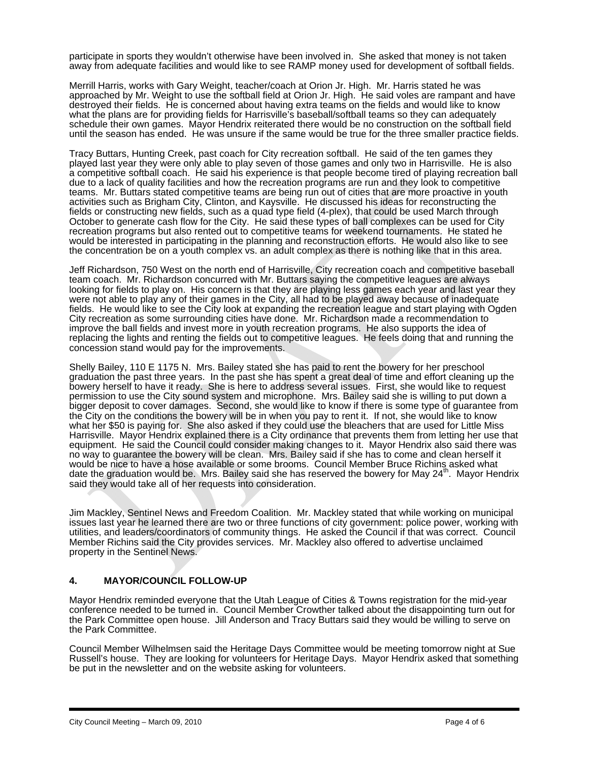participate in sports they wouldn't otherwise have been involved in. She asked that money is not taken away from adequate facilities and would like to see RAMP money used for development of softball fields.

Merrill Harris, works with Gary Weight, teacher/coach at Orion Jr. High. Mr. Harris stated he was approached by Mr. Weight to use the softball field at Orion Jr. High. He said voles are rampant and have destroyed their fields. He is concerned about having extra teams on the fields and would like to know what the plans are for providing fields for Harrisville's baseball/softball teams so they can adequately schedule their own games. Mayor Hendrix reiterated there would be no construction on the softball field until the season has ended. He was unsure if the same would be true for the three smaller practice fields.

Tracy Buttars, Hunting Creek, past coach for City recreation softball. He said of the ten games they played last year they were only able to play seven of those games and only two in Harrisville. He is also a competitive softball coach. He said his experience is that people become tired of playing recreation ball due to a lack of quality facilities and how the recreation programs are run and they look to competitive teams. Mr. Buttars stated competitive teams are being run out of cities that are more proactive in youth activities such as Brigham City, Clinton, and Kaysville. He discussed his ideas for reconstructing the fields or constructing new fields, such as a quad type field (4-plex), that could be used March through October to generate cash flow for the City. He said these types of ball complexes can be used for City recreation programs but also rented out to competitive teams for weekend tournaments. He stated he would be interested in participating in the planning and reconstruction efforts. He would also like to see the concentration be on a youth complex vs. an adult complex as there is nothing like that in this area.

Jeff Richardson, 750 West on the north end of Harrisville, City recreation coach and competitive baseball team coach. Mr. Richardson concurred with Mr. Buttars saying the competitive leagues are always looking for fields to play on. His concern is that they are playing less games each year and last year they were not able to play any of their games in the City, all had to be played away because of inadequate fields. He would like to see the City look at expanding the recreation league and start playing with Ogden City recreation as some surrounding cities have done. Mr. Richardson made a recommendation to improve the ball fields and invest more in youth recreation programs. He also supports the idea of replacing the lights and renting the fields out to competitive leagues. He feels doing that and running the concession stand would pay for the improvements.

Shelly Bailey, 110 E 1175 N. Mrs. Bailey stated she has paid to rent the bowery for her preschool graduation the past three years. In the past she has spent a great deal of time and effort cleaning up the bowery herself to have it ready. She is here to address several issues. First, she would like to request permission to use the City sound system and microphone. Mrs. Bailey said she is willing to put down a bigger deposit to cover damages. Second, she would like to know if there is some type of guarantee from the City on the conditions the bowery will be in when you pay to rent it. If not, she would like to know what her $50 is paying for. She also asked if they could use the bleachers that are used for Little Miss Harrisville. Mayor Hendrix explained there is a City ordinance that prevents them from letting her use that equipment. He said the Council could consider making changes to it. Mayor Hendrix also said there was no way to guarantee the bowery will be clean. Mrs. Bailey said if she has to come and clean herself it would be nice to have a hose available or some brooms. Council Member Bruce Richins asked what date the graduation would be. Mrs. Bailey said she has reserved the bowery for May 24th. Mayor Hendrix said they would take all of her requests into consideration.

Jim Mackley, Sentinel News and Freedom Coalition. Mr. Mackley stated that while working on municipal issues last year he learned there are two or three functions of city government: police power, working with utilities, and leaders/coordinators of community things. He asked the Council if that was correct. Council Member Richins said the City provides services. Mr. Mackley also offered to advertise unclaimed property in the Sentinel News.

## 4. MAYOR/COUNCIL FOLLOW-UP

Mayor Hendrix reminded everyone that the Utah League of Cities & Towns registration for the mid-year conference needed to be turned in. Council Member Crowther talked about the disappointing turn out for the Park Committee open house. Jill Anderson and Tracy Buttars said they would be willing to serve on the Park Committee.

Council Member Wilhelmsen said the Heritage Days Committee would be meeting tomorrow night at Sue Russell's house. They are looking for volunteers for Heritage Days. Mayor Hendrix asked that something be put in the newsletter and on the website asking for volunteers.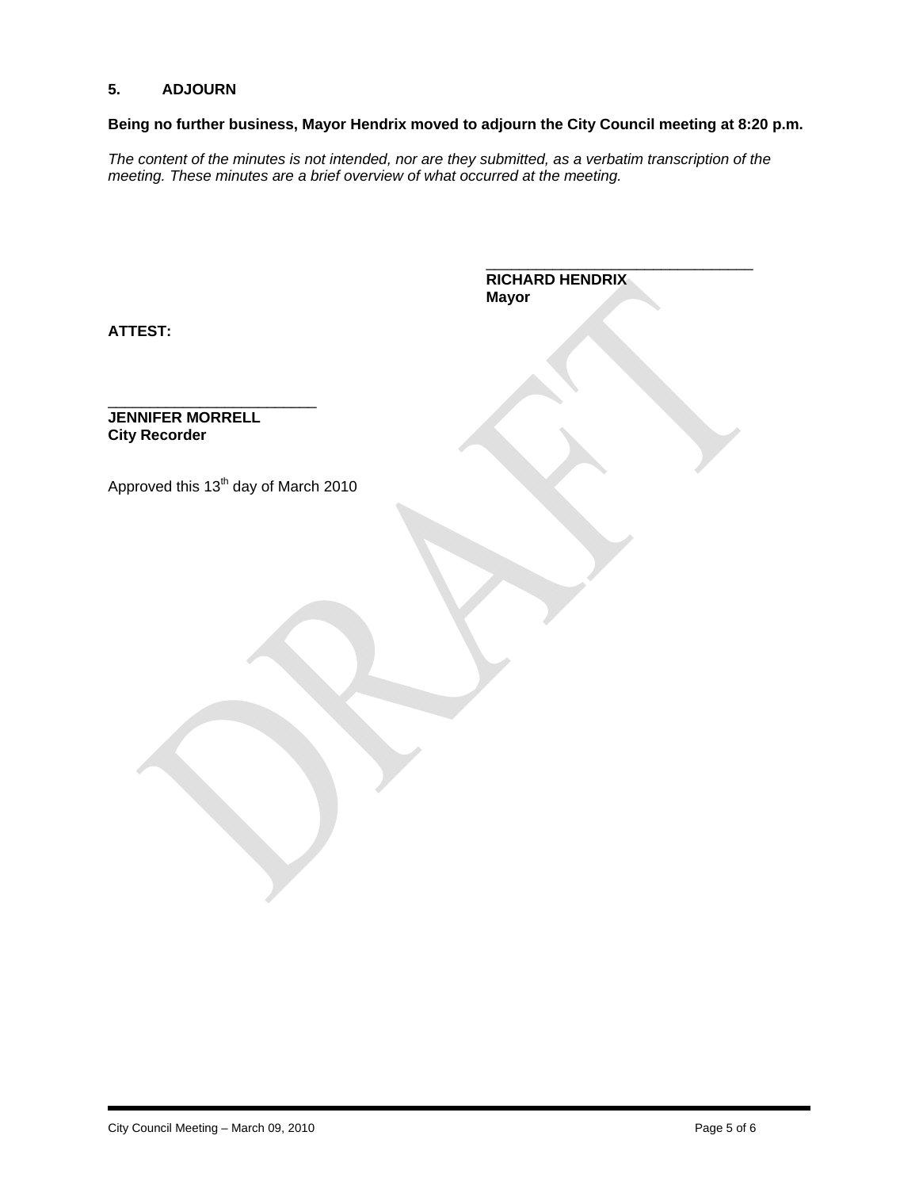## 5. ADJOURN

**Being no further business, Mayor Hendrix moved to adjourn the City Council meeting at 8:20 p.m.**

*The content of the minutes is not intended, nor are they submitted, as a verbatim transcription of the meeting. These minutes are a brief overview of what occurred at the meeting.*

\_\_\_\_\_\_\_\_\_\_\_\_\_\_\_\_\_\_\_\_\_\_\_\_\_\_\_\_\_\_\_\_
**RICHARD HENDRIX**
**Mayor**

**ATTEST:**

\_\_\_\_\_\_\_\_\_\_\_\_\_\_\_\_\_\_\_\_\_\_\_\_\_
**JENNIFER MORRELL**
**City Recorder**

Approved this 13th day of March 2010

DRAFT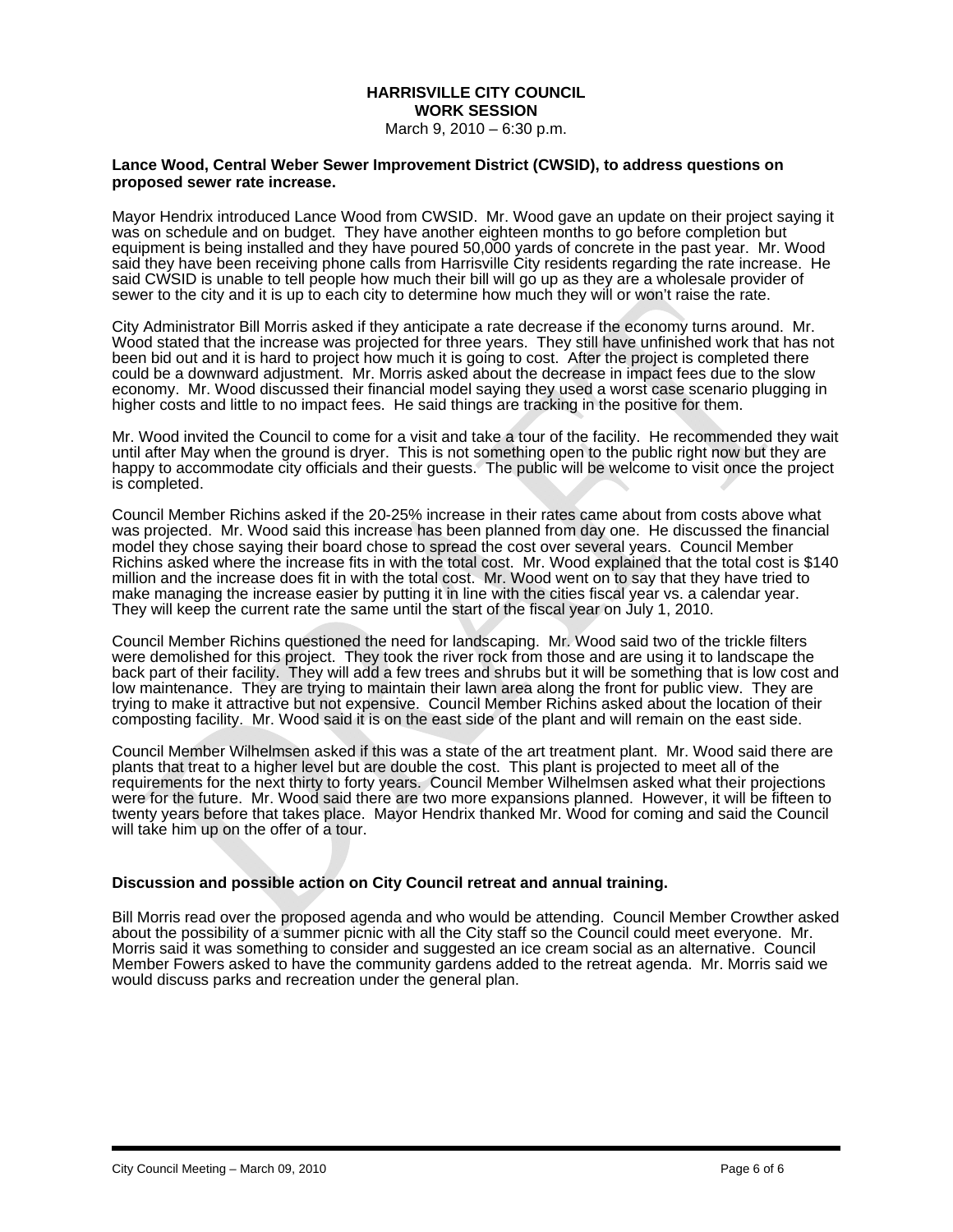**HARRISVILLE CITY COUNCIL**
**WORK SESSION**
March 9, 2010 – 6:30 p.m.

**Lance Wood, Central Weber Sewer Improvement District (CWSID), to address questions on proposed sewer rate increase.**

Mayor Hendrix introduced Lance Wood from CWSID. Mr. Wood gave an update on their project saying it was on schedule and on budget. They have another eighteen months to go before completion but equipment is being installed and they have poured 50,000 yards of concrete in the past year. Mr. Wood said they have been receiving phone calls from Harrisville City residents regarding the rate increase. He said CWSID is unable to tell people how much their bill will go up as they are a wholesale provider of sewer to the city and it is up to each city to determine how much they will or won't raise the rate.

City Administrator Bill Morris asked if they anticipate a rate decrease if the economy turns around. Mr. Wood stated that the increase was projected for three years. They still have unfinished work that has not been bid out and it is hard to project how much it is going to cost. After the project is completed there could be a downward adjustment. Mr. Morris asked about the decrease in impact fees due to the slow economy. Mr. Wood discussed their financial model saying they used a worst case scenario plugging in higher costs and little to no impact fees. He said things are tracking in the positive for them.

Mr. Wood invited the Council to come for a visit and take a tour of the facility. He recommended they wait until after May when the ground is dryer. This is not something open to the public right now but they are happy to accommodate city officials and their guests. The public will be welcome to visit once the project is completed.

Council Member Richins asked if the 20-25% increase in their rates came about from costs above what was projected. Mr. Wood said this increase has been planned from day one. He discussed the financial model they chose saying their board chose to spread the cost over several years. Council Member Richins asked where the increase fits in with the total cost. Mr. Wood explained that the total cost is $140 million and the increase does fit in with the total cost. Mr. Wood went on to say that they have tried to make managing the increase easier by putting it in line with the cities fiscal year vs. a calendar year. They will keep the current rate the same until the start of the fiscal year on July 1, 2010.

Council Member Richins questioned the need for landscaping. Mr. Wood said two of the trickle filters were demolished for this project. They took the river rock from those and are using it to landscape the back part of their facility. They will add a few trees and shrubs but it will be something that is low cost and low maintenance. They are trying to maintain their lawn area along the front for public view. They are trying to make it attractive but not expensive. Council Member Richins asked about the location of their composting facility. Mr. Wood said it is on the east side of the plant and will remain on the east side.

Council Member Wilhelmsen asked if this was a state of the art treatment plant. Mr. Wood said there are plants that treat to a higher level but are double the cost. This plant is projected to meet all of the requirements for the next thirty to forty years. Council Member Wilhelmsen asked what their projections were for the future. Mr. Wood said there are two more expansions planned. However, it will be fifteen to twenty years before that takes place. Mayor Hendrix thanked Mr. Wood for coming and said the Council will take him up on the offer of a tour.

**Discussion and possible action on City Council retreat and annual training.**

Bill Morris read over the proposed agenda and who would be attending. Council Member Crowther asked about the possibility of a summer picnic with all the City staff so the Council could meet everyone. Mr. Morris said it was something to consider and suggested an ice cream social as an alternative. Council Member Fowers asked to have the community gardens added to the retreat agenda. Mr. Morris said we would discuss parks and recreation under the general plan.